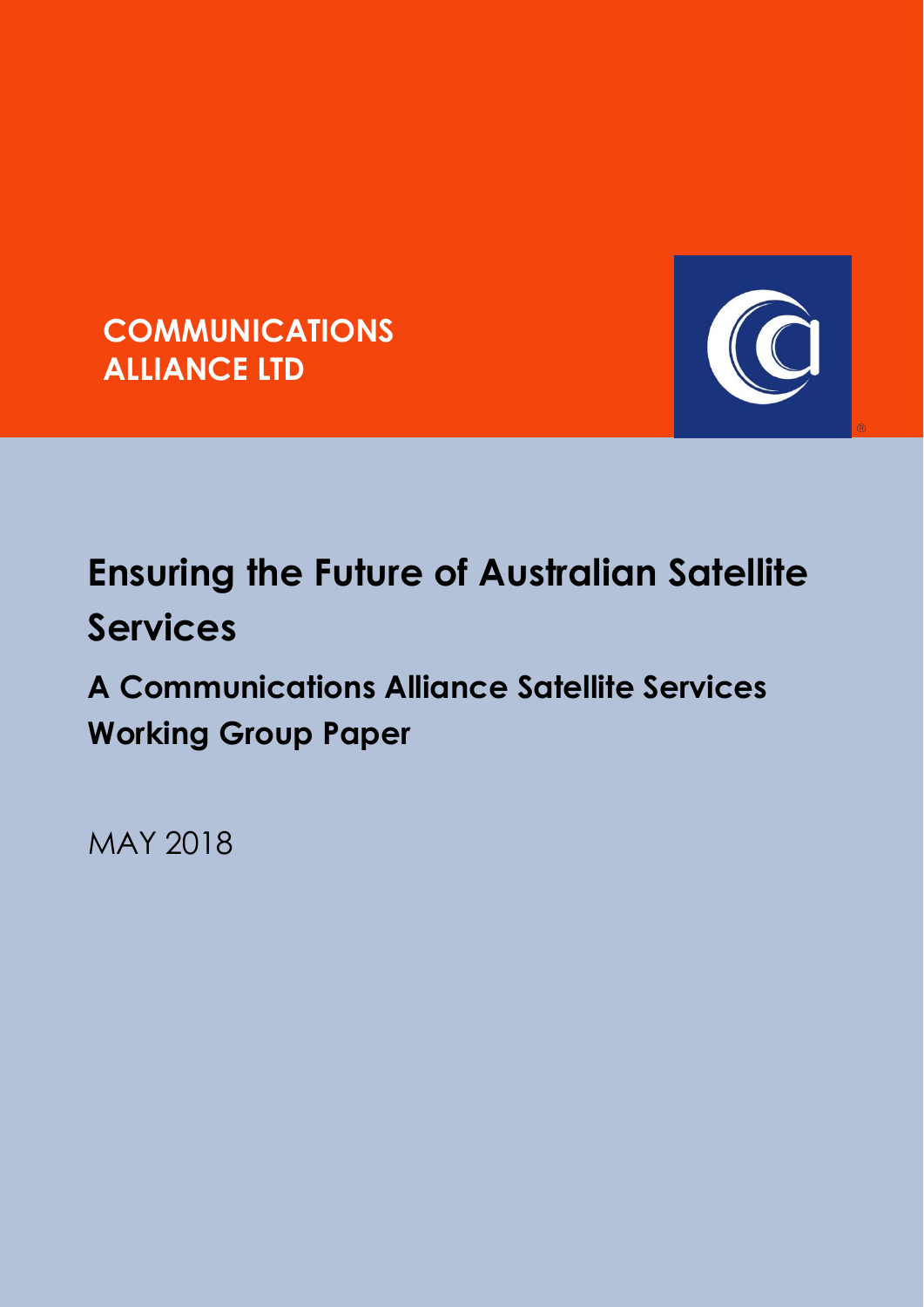**COMMUNICATIONS ALLIANCE LTD**

# Ensuring the Future of Australian Satellite Services

## A Communications Alliance Satellite Services Working Group Paper

MAY 2018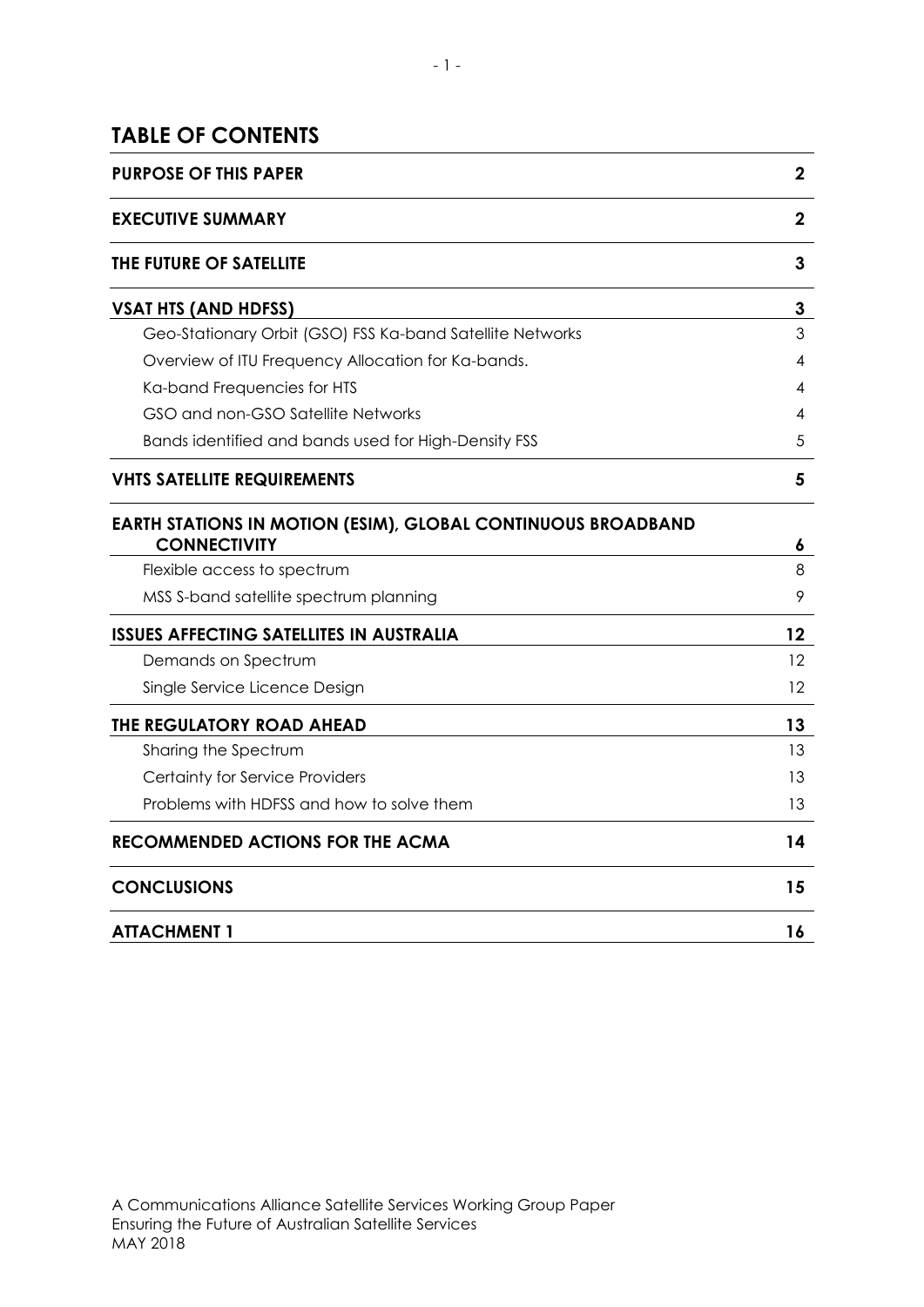# TABLE OF CONTENTS

| | |
|---|---|
| **PURPOSE OF THIS PAPER** | **2** |
| **EXECUTIVE SUMMARY** | **2** |
| **THE FUTURE OF SATELLITE** | **3** |
| **VSAT HTS (AND HDFSS)** | **3** |
| Geo-Stationary Orbit (GSO) FSS Ka-band Satellite Networks | 3 |
| Overview of ITU Frequency Allocation for Ka-bands. | 4 |
| Ka-band Frequencies for HTS | 4 |
| GSO and non-GSO Satellite Networks | 4 |
| Bands identified and bands used for High-Density FSS | 5 |
| **VHTS SATELLITE REQUIREMENTS** | **5** |
| **EARTH STATIONS IN MOTION (ESIM), GLOBAL CONTINUOUS BROADBAND CONNECTIVITY** | **6** |
| Flexible access to spectrum | 8 |
| MSS S-band satellite spectrum planning | 9 |
| **ISSUES AFFECTING SATELLITES IN AUSTRALIA** | **12** |
| Demands on Spectrum | 12 |
| Single Service Licence Design | 12 |
| **THE REGULATORY ROAD AHEAD** | **13** |
| Sharing the Spectrum | 13 |
| Certainty for Service Providers | 13 |
| Problems with HDFSS and how to solve them | 13 |
| **RECOMMENDED ACTIONS FOR THE ACMA** | **14** |
| **CONCLUSIONS** | **15** |
| **ATTACHMENT 1** | **16** |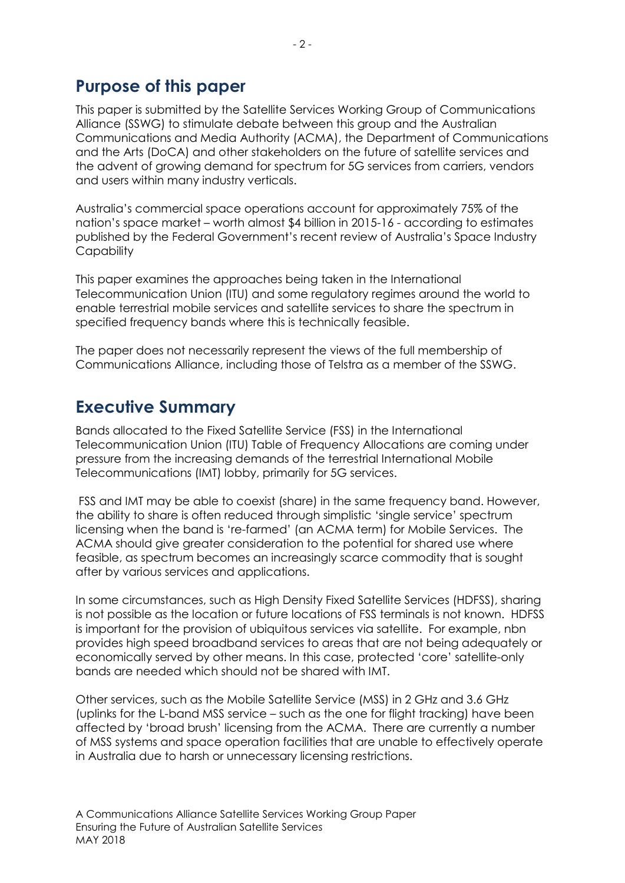## Purpose of this paper

This paper is submitted by the Satellite Services Working Group of Communications Alliance (SSWG) to stimulate debate between this group and the Australian Communications and Media Authority (ACMA), the Department of Communications and the Arts (DoCA) and other stakeholders on the future of satellite services and the advent of growing demand for spectrum for 5G services from carriers, vendors and users within many industry verticals.

Australia's commercial space operations account for approximately 75% of the nation's space market – worth almost $4 billion in 2015-16 - according to estimates published by the Federal Government's recent review of Australia's Space Industry Capability

This paper examines the approaches being taken in the International Telecommunication Union (ITU) and some regulatory regimes around the world to enable terrestrial mobile services and satellite services to share the spectrum in specified frequency bands where this is technically feasible.

The paper does not necessarily represent the views of the full membership of Communications Alliance, including those of Telstra as a member of the SSWG.

## Executive Summary

Bands allocated to the Fixed Satellite Service (FSS) in the International Telecommunication Union (ITU) Table of Frequency Allocations are coming under pressure from the increasing demands of the terrestrial International Mobile Telecommunications (IMT) lobby, primarily for 5G services.

FSS and IMT may be able to coexist (share) in the same frequency band. However, the ability to share is often reduced through simplistic 'single service' spectrum licensing when the band is 're-farmed' (an ACMA term) for Mobile Services. The ACMA should give greater consideration to the potential for shared use where feasible, as spectrum becomes an increasingly scarce commodity that is sought after by various services and applications.

In some circumstances, such as High Density Fixed Satellite Services (HDFSS), sharing is not possible as the location or future locations of FSS terminals is not known. HDFSS is important for the provision of ubiquitous services via satellite. For example, nbn provides high speed broadband services to areas that are not being adequately or economically served by other means. In this case, protected 'core' satellite-only bands are needed which should not be shared with IMT.

Other services, such as the Mobile Satellite Service (MSS) in 2 GHz and 3.6 GHz (uplinks for the L-band MSS service – such as the one for flight tracking) have been affected by 'broad brush' licensing from the ACMA. There are currently a number of MSS systems and space operation facilities that are unable to effectively operate in Australia due to harsh or unnecessary licensing restrictions.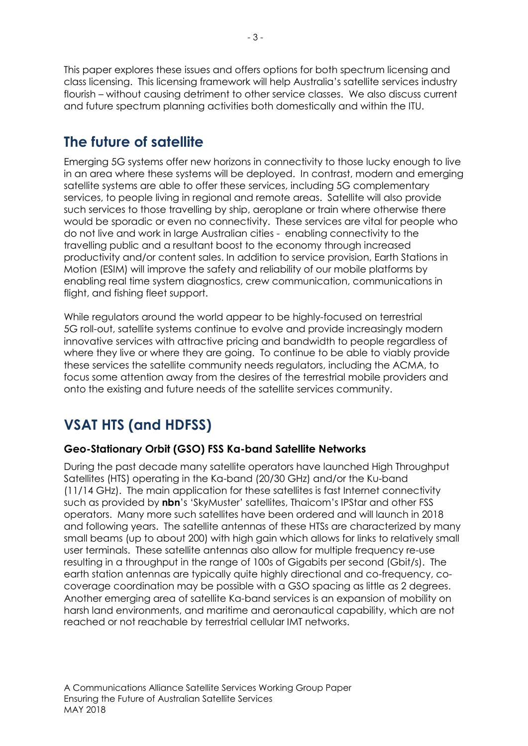This paper explores these issues and offers options for both spectrum licensing and class licensing. This licensing framework will help Australia's satellite services industry flourish – without causing detriment to other service classes. We also discuss current and future spectrum planning activities both domestically and within the ITU.

## The future of satellite

Emerging 5G systems offer new horizons in connectivity to those lucky enough to live in an area where these systems will be deployed. In contrast, modern and emerging satellite systems are able to offer these services, including 5G complementary services, to people living in regional and remote areas. Satellite will also provide such services to those travelling by ship, aeroplane or train where otherwise there would be sporadic or even no connectivity. These services are vital for people who do not live and work in large Australian cities - enabling connectivity to the travelling public and a resultant boost to the economy through increased productivity and/or content sales. In addition to service provision, Earth Stations in Motion (ESIM) will improve the safety and reliability of our mobile platforms by enabling real time system diagnostics, crew communication, communications in flight, and fishing fleet support.

While regulators around the world appear to be highly-focused on terrestrial 5G roll-out, satellite systems continue to evolve and provide increasingly modern innovative services with attractive pricing and bandwidth to people regardless of where they live or where they are going. To continue to be able to viably provide these services the satellite community needs regulators, including the ACMA, to focus some attention away from the desires of the terrestrial mobile providers and onto the existing and future needs of the satellite services community.

## VSAT HTS (and HDFSS)

### Geo-Stationary Orbit (GSO) FSS Ka-band Satellite Networks

During the past decade many satellite operators have launched High Throughput Satellites (HTS) operating in the Ka-band (20/30 GHz) and/or the Ku-band (11/14 GHz). The main application for these satellites is fast Internet connectivity such as provided by **nbn**'s 'SkyMuster' satellites, Thaicom's IPStar and other FSS operators. Many more such satellites have been ordered and will launch in 2018 and following years. The satellite antennas of these HTSs are characterized by many small beams (up to about 200) with high gain which allows for links to relatively small user terminals. These satellite antennas also allow for multiple frequency re-use resulting in a throughput in the range of 100s of Gigabits per second (Gbit/s). The earth station antennas are typically quite highly directional and co-frequency, co-coverage coordination may be possible with a GSO spacing as little as 2 degrees. Another emerging area of satellite Ka-band services is an expansion of mobility on harsh land environments, and maritime and aeronautical capability, which are not reached or not reachable by terrestrial cellular IMT networks.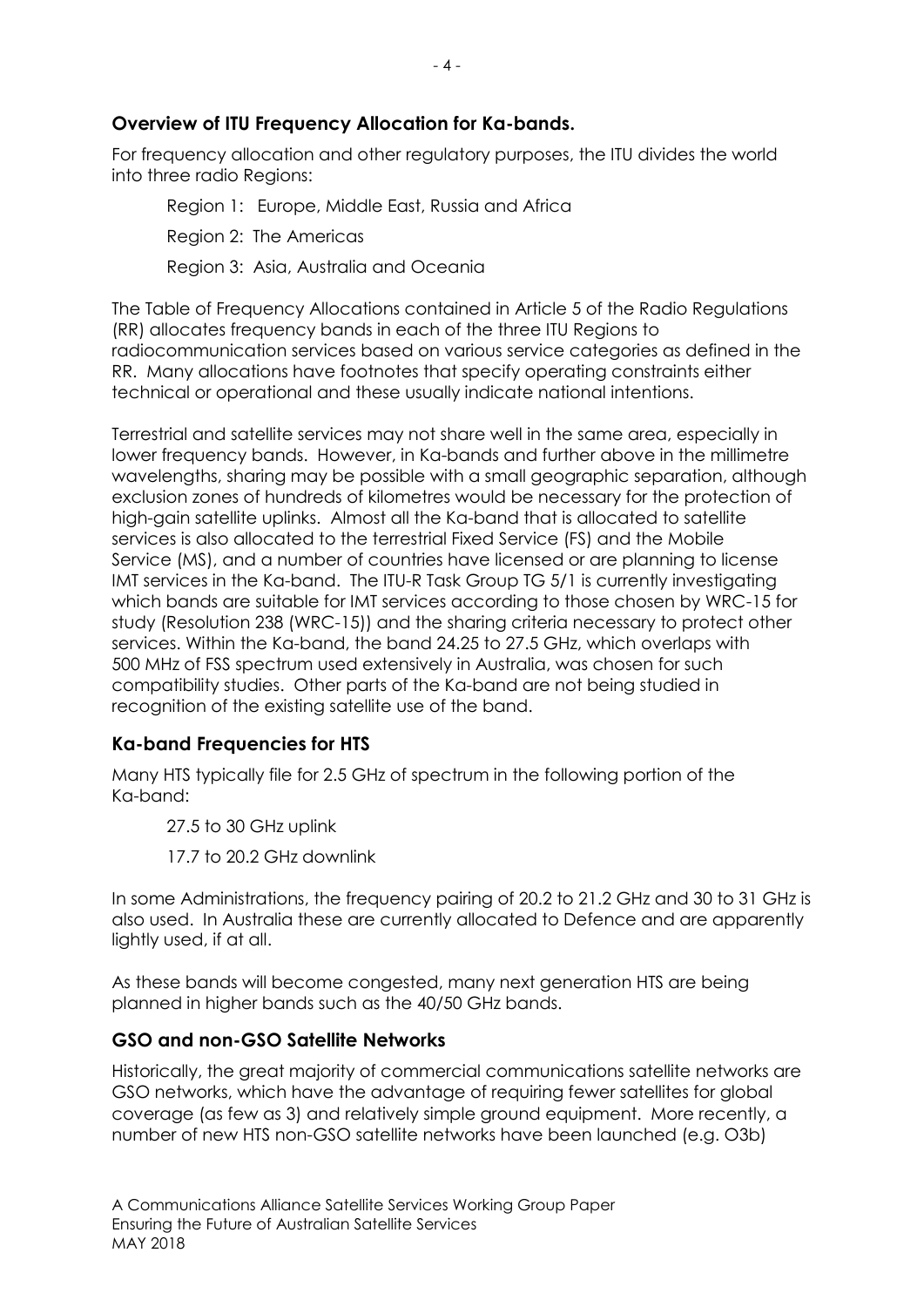## Overview of ITU Frequency Allocation for Ka-bands.

For frequency allocation and other regulatory purposes, the ITU divides the world into three radio Regions:

Region 1: Europe, Middle East, Russia and Africa

Region 2: The Americas

Region 3: Asia, Australia and Oceania

The Table of Frequency Allocations contained in Article 5 of the Radio Regulations (RR) allocates frequency bands in each of the three ITU Regions to radiocommunication services based on various service categories as defined in the RR. Many allocations have footnotes that specify operating constraints either technical or operational and these usually indicate national intentions.

Terrestrial and satellite services may not share well in the same area, especially in lower frequency bands. However, in Ka-bands and further above in the millimetre wavelengths, sharing may be possible with a small geographic separation, although exclusion zones of hundreds of kilometres would be necessary for the protection of high-gain satellite uplinks. Almost all the Ka-band that is allocated to satellite services is also allocated to the terrestrial Fixed Service (FS) and the Mobile Service (MS), and a number of countries have licensed or are planning to license IMT services in the Ka-band. The ITU-R Task Group TG 5/1 is currently investigating which bands are suitable for IMT services according to those chosen by WRC-15 for study (Resolution 238 (WRC-15)) and the sharing criteria necessary to protect other services. Within the Ka-band, the band 24.25 to 27.5 GHz, which overlaps with 500 MHz of FSS spectrum used extensively in Australia, was chosen for such compatibility studies. Other parts of the Ka-band are not being studied in recognition of the existing satellite use of the band.

## Ka-band Frequencies for HTS

Many HTS typically file for 2.5 GHz of spectrum in the following portion of the Ka-band:

27.5 to 30 GHz uplink

17.7 to 20.2 GHz downlink

In some Administrations, the frequency pairing of 20.2 to 21.2 GHz and 30 to 31 GHz is also used. In Australia these are currently allocated to Defence and are apparently lightly used, if at all.

As these bands will become congested, many next generation HTS are being planned in higher bands such as the 40/50 GHz bands.

## GSO and non-GSO Satellite Networks

Historically, the great majority of commercial communications satellite networks are GSO networks, which have the advantage of requiring fewer satellites for global coverage (as few as 3) and relatively simple ground equipment. More recently, a number of new HTS non-GSO satellite networks have been launched (e.g. O3b)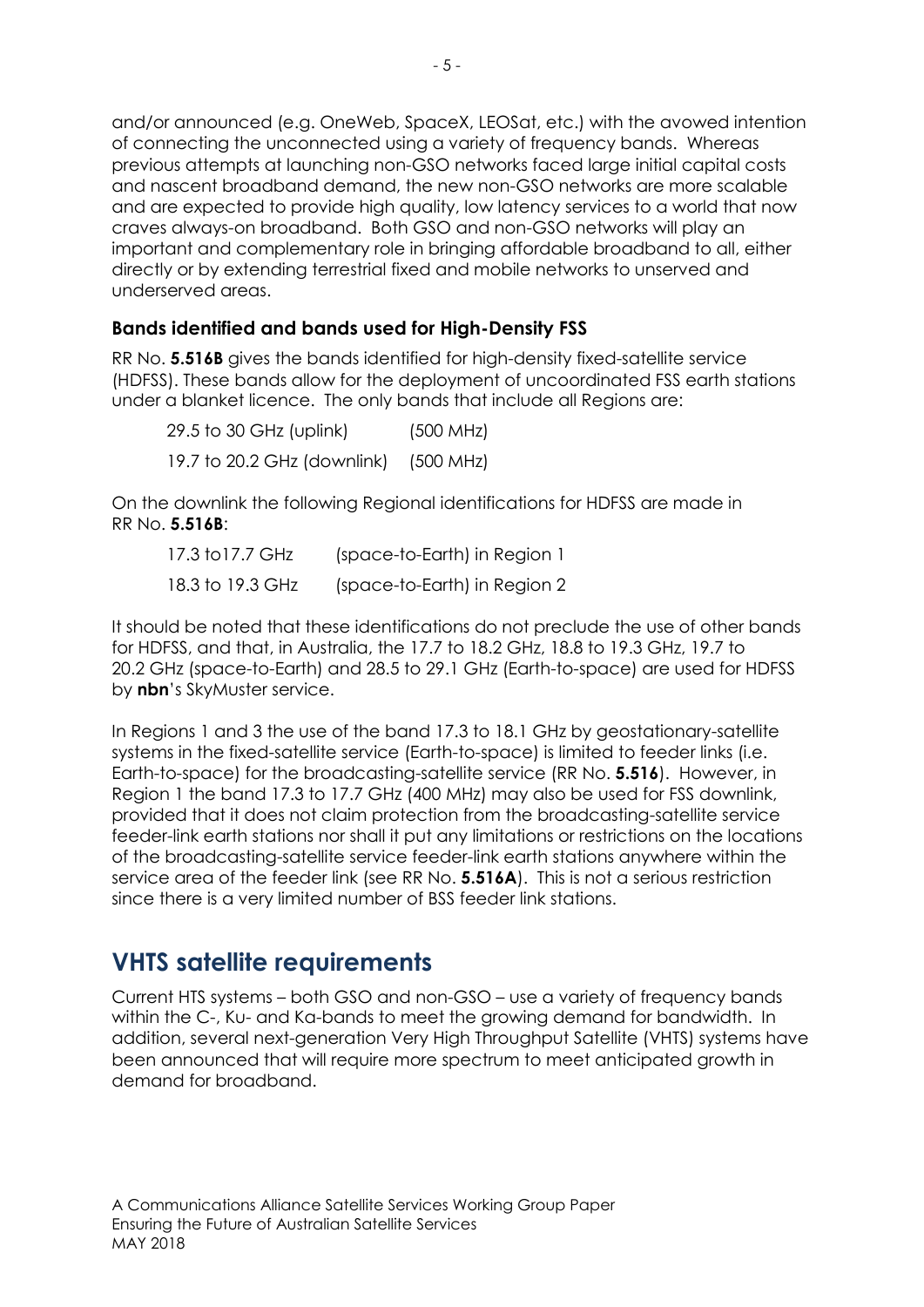and/or announced (e.g. OneWeb, SpaceX, LEOSat, etc.) with the avowed intention of connecting the unconnected using a variety of frequency bands. Whereas previous attempts at launching non-GSO networks faced large initial capital costs and nascent broadband demand, the new non-GSO networks are more scalable and are expected to provide high quality, low latency services to a world that now craves always-on broadband. Both GSO and non-GSO networks will play an important and complementary role in bringing affordable broadband to all, either directly or by extending terrestrial fixed and mobile networks to unserved and underserved areas.

### Bands identified and bands used for High-Density FSS

RR No. **5.516B** gives the bands identified for high-density fixed-satellite service (HDFSS). These bands allow for the deployment of uncoordinated FSS earth stations under a blanket licence. The only bands that include all Regions are:

29.5 to 30 GHz (uplink) (500 MHz)

19.7 to 20.2 GHz (downlink) (500 MHz)

On the downlink the following Regional identifications for HDFSS are made in RR No. **5.516B**:

17.3 to17.7 GHz (space-to-Earth) in Region 1

18.3 to 19.3 GHz (space-to-Earth) in Region 2

It should be noted that these identifications do not preclude the use of other bands for HDFSS, and that, in Australia, the 17.7 to 18.2 GHz, 18.8 to 19.3 GHz, 19.7 to 20.2 GHz (space-to-Earth) and 28.5 to 29.1 GHz (Earth-to-space) are used for HDFSS by **nbn**'s SkyMuster service.

In Regions 1 and 3 the use of the band 17.3 to 18.1 GHz by geostationary-satellite systems in the fixed-satellite service (Earth-to-space) is limited to feeder links (i.e. Earth-to-space) for the broadcasting-satellite service (RR No. **5.516**). However, in Region 1 the band 17.3 to 17.7 GHz (400 MHz) may also be used for FSS downlink, provided that it does not claim protection from the broadcasting-satellite service feeder-link earth stations nor shall it put any limitations or restrictions on the locations of the broadcasting-satellite service feeder-link earth stations anywhere within the service area of the feeder link (see RR No. **5.516A**). This is not a serious restriction since there is a very limited number of BSS feeder link stations.

## VHTS satellite requirements

Current HTS systems – both GSO and non-GSO – use a variety of frequency bands within the C-, Ku- and Ka-bands to meet the growing demand for bandwidth. In addition, several next-generation Very High Throughput Satellite (VHTS) systems have been announced that will require more spectrum to meet anticipated growth in demand for broadband.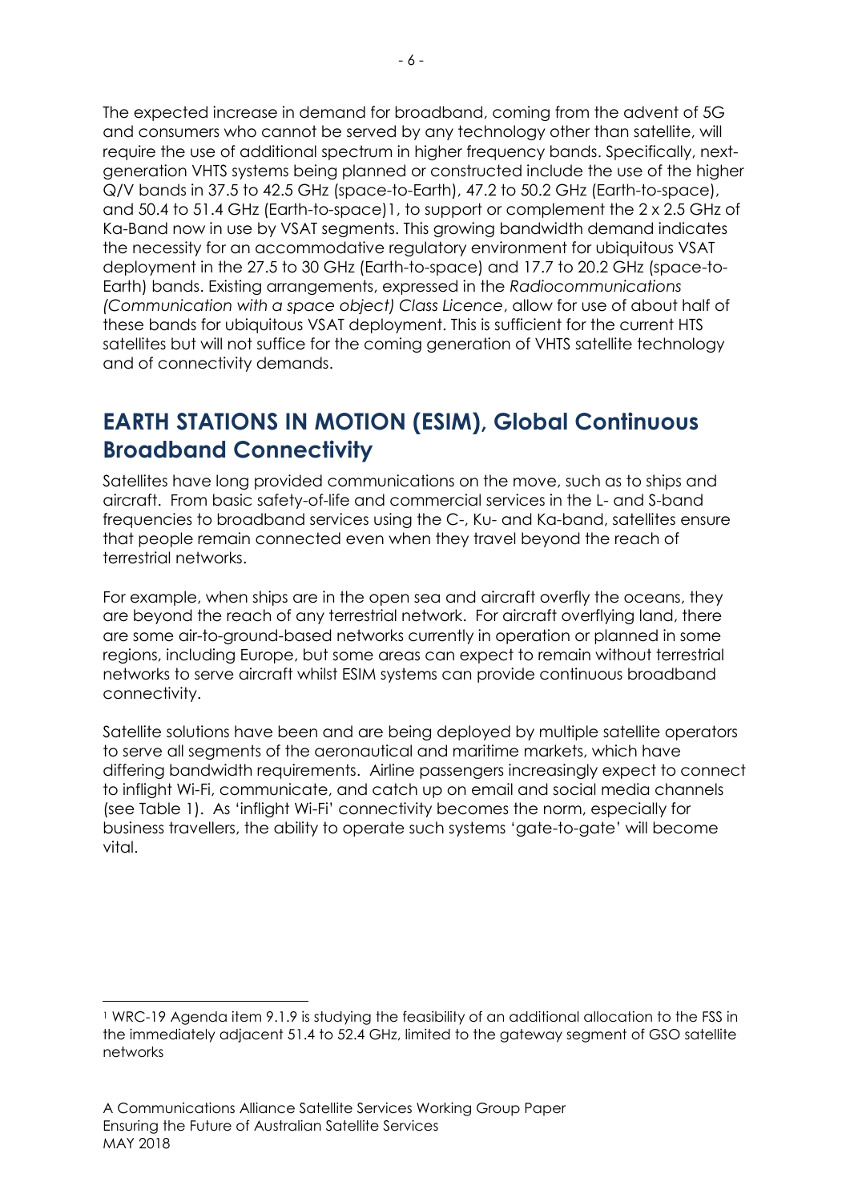The expected increase in demand for broadband, coming from the advent of 5G and consumers who cannot be served by any technology other than satellite, will require the use of additional spectrum in higher frequency bands. Specifically, next-generation VHTS systems being planned or constructed include the use of the higher Q/V bands in 37.5 to 42.5 GHz (space-to-Earth), 47.2 to 50.2 GHz (Earth-to-space), and 50.4 to 51.4 GHz (Earth-to-space)[1], to support or complement the 2 x 2.5 GHz of Ka-Band now in use by VSAT segments. This growing bandwidth demand indicates the necessity for an accommodative regulatory environment for ubiquitous VSAT deployment in the 27.5 to 30 GHz (Earth-to-space) and 17.7 to 20.2 GHz (space-to-Earth) bands. Existing arrangements, expressed in the *Radiocommunications (Communication with a space object) Class Licence*, allow for use of about half of these bands for ubiquitous VSAT deployment. This is sufficient for the current HTS satellites but will not suffice for the coming generation of VHTS satellite technology and of connectivity demands.

## EARTH STATIONS IN MOTION (ESIM), Global Continuous Broadband Connectivity

Satellites have long provided communications on the move, such as to ships and aircraft. From basic safety-of-life and commercial services in the L- and S-band frequencies to broadband services using the C-, Ku- and Ka-band, satellites ensure that people remain connected even when they travel beyond the reach of terrestrial networks.

For example, when ships are in the open sea and aircraft overfly the oceans, they are beyond the reach of any terrestrial network. For aircraft overflying land, there are some air-to-ground-based networks currently in operation or planned in some regions, including Europe, but some areas can expect to remain without terrestrial networks to serve aircraft whilst ESIM systems can provide continuous broadband connectivity.

Satellite solutions have been and are being deployed by multiple satellite operators to serve all segments of the aeronautical and maritime markets, which have differing bandwidth requirements. Airline passengers increasingly expect to connect to inflight Wi-Fi, communicate, and catch up on email and social media channels (see Table 1). As 'inflight Wi-Fi' connectivity becomes the norm, especially for business travellers, the ability to operate such systems 'gate-to-gate' will become vital.

---

[1] WRC-19 Agenda item 9.1.9 is studying the feasibility of an additional allocation to the FSS in the immediately adjacent 51.4 to 52.4 GHz, limited to the gateway segment of GSO satellite networks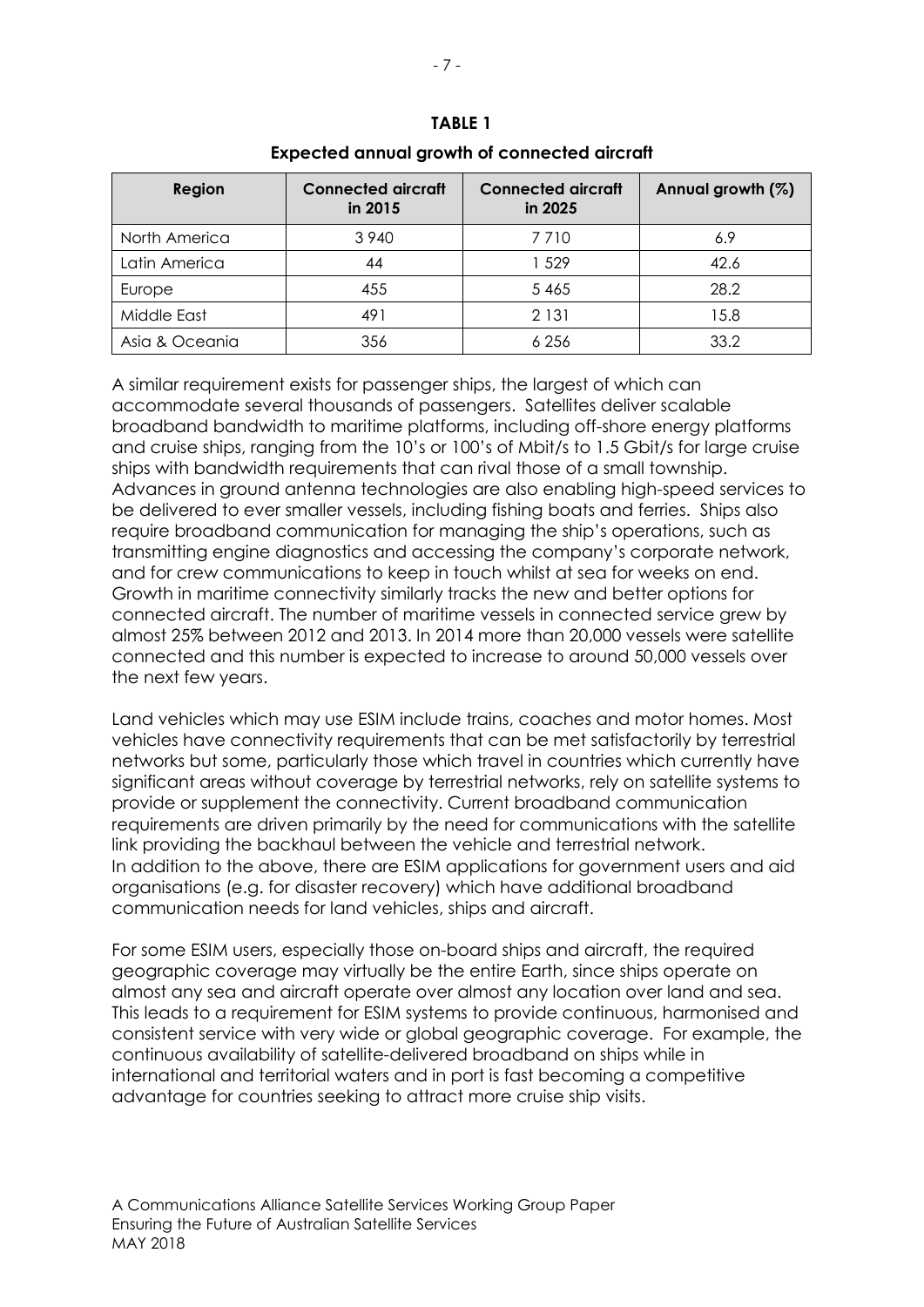**TABLE 1**

**Expected annual growth of connected aircraft**

| Region | Connected aircraft in 2015 | Connected aircraft in 2025 | Annual growth (%) |
|---|---|---|---|
| North America | 3 940 | 7 710 | 6.9 |
| Latin America | 44 | 1 529 | 42.6 |
| Europe | 455 | 5 465 | 28.2 |
| Middle East | 491 | 2 131 | 15.8 |
| Asia & Oceania | 356 | 6 256 | 33.2 |

A similar requirement exists for passenger ships, the largest of which can accommodate several thousands of passengers. Satellites deliver scalable broadband bandwidth to maritime platforms, including off-shore energy platforms and cruise ships, ranging from the 10's or 100's of Mbit/s to 1.5 Gbit/s for large cruise ships with bandwidth requirements that can rival those of a small township. Advances in ground antenna technologies are also enabling high-speed services to be delivered to ever smaller vessels, including fishing boats and ferries. Ships also require broadband communication for managing the ship's operations, such as transmitting engine diagnostics and accessing the company's corporate network, and for crew communications to keep in touch whilst at sea for weeks on end. Growth in maritime connectivity similarly tracks the new and better options for connected aircraft. The number of maritime vessels in connected service grew by almost 25% between 2012 and 2013. In 2014 more than 20,000 vessels were satellite connected and this number is expected to increase to around 50,000 vessels over the next few years.

Land vehicles which may use ESIM include trains, coaches and motor homes. Most vehicles have connectivity requirements that can be met satisfactorily by terrestrial networks but some, particularly those which travel in countries which currently have significant areas without coverage by terrestrial networks, rely on satellite systems to provide or supplement the connectivity. Current broadband communication requirements are driven primarily by the need for communications with the satellite link providing the backhaul between the vehicle and terrestrial network.
In addition to the above, there are ESIM applications for government users and aid organisations (e.g. for disaster recovery) which have additional broadband communication needs for land vehicles, ships and aircraft.

For some ESIM users, especially those on-board ships and aircraft, the required geographic coverage may virtually be the entire Earth, since ships operate on almost any sea and aircraft operate over almost any location over land and sea. This leads to a requirement for ESIM systems to provide continuous, harmonised and consistent service with very wide or global geographic coverage. For example, the continuous availability of satellite-delivered broadband on ships while in international and territorial waters and in port is fast becoming a competitive advantage for countries seeking to attract more cruise ship visits.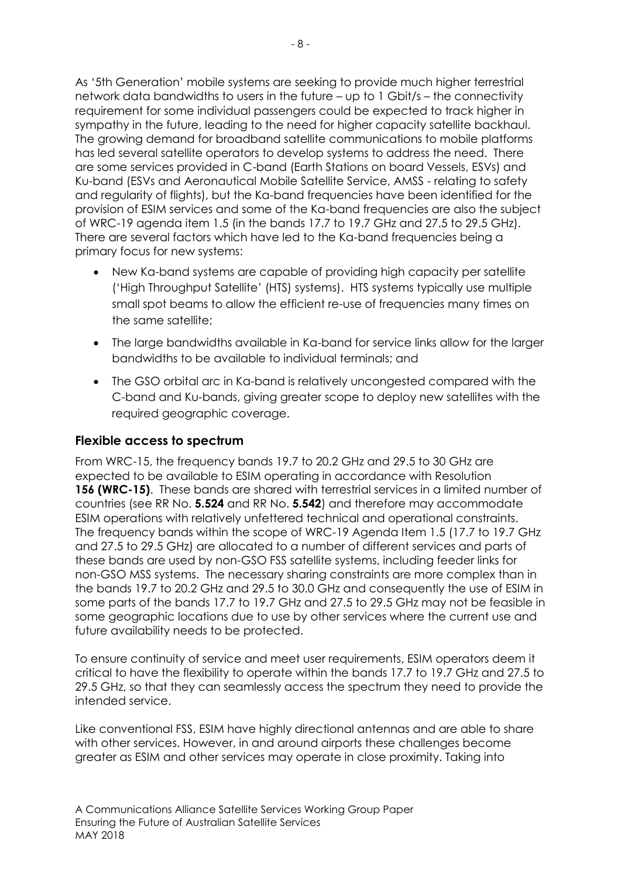As '5th Generation' mobile systems are seeking to provide much higher terrestrial network data bandwidths to users in the future – up to 1 Gbit/s – the connectivity requirement for some individual passengers could be expected to track higher in sympathy in the future, leading to the need for higher capacity satellite backhaul. The growing demand for broadband satellite communications to mobile platforms has led several satellite operators to develop systems to address the need. There are some services provided in C-band (Earth Stations on board Vessels, ESVs) and Ku-band (ESVs and Aeronautical Mobile Satellite Service, AMSS - relating to safety and regularity of flights), but the Ka-band frequencies have been identified for the provision of ESIM services and some of the Ka-band frequencies are also the subject of WRC-19 agenda item 1.5 (in the bands 17.7 to 19.7 GHz and 27.5 to 29.5 GHz). There are several factors which have led to the Ka-band frequencies being a primary focus for new systems:

- New Ka-band systems are capable of providing high capacity per satellite ('High Throughput Satellite' (HTS) systems). HTS systems typically use multiple small spot beams to allow the efficient re-use of frequencies many times on the same satellite;
- The large bandwidths available in Ka-band for service links allow for the larger bandwidths to be available to individual terminals; and
- The GSO orbital arc in Ka-band is relatively uncongested compared with the C-band and Ku-bands, giving greater scope to deploy new satellites with the required geographic coverage.

## Flexible access to spectrum

From WRC-15, the frequency bands 19.7 to 20.2 GHz and 29.5 to 30 GHz are expected to be available to ESIM operating in accordance with Resolution **156 (WRC-15)**. These bands are shared with terrestrial services in a limited number of countries (see RR No. **5.524** and RR No. **5.542**) and therefore may accommodate ESIM operations with relatively unfettered technical and operational constraints. The frequency bands within the scope of WRC-19 Agenda Item 1.5 (17.7 to 19.7 GHz and 27.5 to 29.5 GHz) are allocated to a number of different services and parts of these bands are used by non-GSO FSS satellite systems, including feeder links for non-GSO MSS systems. The necessary sharing constraints are more complex than in the bands 19.7 to 20.2 GHz and 29.5 to 30.0 GHz and consequently the use of ESIM in some parts of the bands 17.7 to 19.7 GHz and 27.5 to 29.5 GHz may not be feasible in some geographic locations due to use by other services where the current use and future availability needs to be protected.

To ensure continuity of service and meet user requirements, ESIM operators deem it critical to have the flexibility to operate within the bands 17.7 to 19.7 GHz and 27.5 to 29.5 GHz, so that they can seamlessly access the spectrum they need to provide the intended service.

Like conventional FSS, ESIM have highly directional antennas and are able to share with other services. However, in and around airports these challenges become greater as ESIM and other services may operate in close proximity. Taking into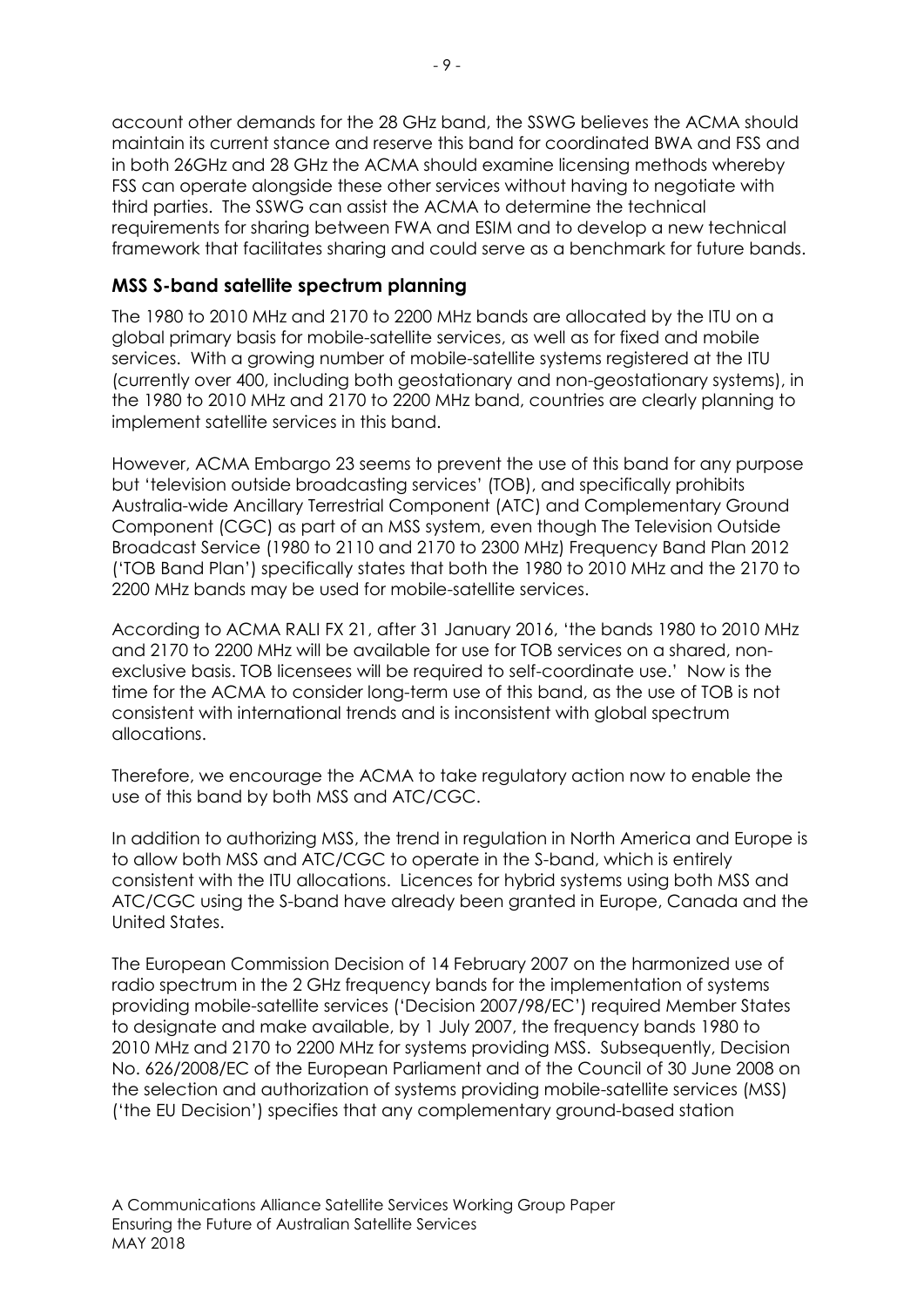account other demands for the 28 GHz band, the SSWG believes the ACMA should maintain its current stance and reserve this band for coordinated BWA and FSS and in both 26GHz and 28 GHz the ACMA should examine licensing methods whereby FSS can operate alongside these other services without having to negotiate with third parties. The SSWG can assist the ACMA to determine the technical requirements for sharing between FWA and ESIM and to develop a new technical framework that facilitates sharing and could serve as a benchmark for future bands.

### MSS S-band satellite spectrum planning

The 1980 to 2010 MHz and 2170 to 2200 MHz bands are allocated by the ITU on a global primary basis for mobile-satellite services, as well as for fixed and mobile services. With a growing number of mobile-satellite systems registered at the ITU (currently over 400, including both geostationary and non-geostationary systems), in the 1980 to 2010 MHz and 2170 to 2200 MHz band, countries are clearly planning to implement satellite services in this band.

However, ACMA Embargo 23 seems to prevent the use of this band for any purpose but 'television outside broadcasting services' (TOB), and specifically prohibits Australia-wide Ancillary Terrestrial Component (ATC) and Complementary Ground Component (CGC) as part of an MSS system, even though The Television Outside Broadcast Service (1980 to 2110 and 2170 to 2300 MHz) Frequency Band Plan 2012 ('TOB Band Plan') specifically states that both the 1980 to 2010 MHz and the 2170 to 2200 MHz bands may be used for mobile-satellite services.

According to ACMA RALI FX 21, after 31 January 2016, 'the bands 1980 to 2010 MHz and 2170 to 2200 MHz will be available for use for TOB services on a shared, non-exclusive basis. TOB licensees will be required to self-coordinate use.' Now is the time for the ACMA to consider long-term use of this band, as the use of TOB is not consistent with international trends and is inconsistent with global spectrum allocations.

Therefore, we encourage the ACMA to take regulatory action now to enable the use of this band by both MSS and ATC/CGC.

In addition to authorizing MSS, the trend in regulation in North America and Europe is to allow both MSS and ATC/CGC to operate in the S-band, which is entirely consistent with the ITU allocations. Licences for hybrid systems using both MSS and ATC/CGC using the S-band have already been granted in Europe, Canada and the United States.

The European Commission Decision of 14 February 2007 on the harmonized use of radio spectrum in the 2 GHz frequency bands for the implementation of systems providing mobile-satellite services ('Decision 2007/98/EC') required Member States to designate and make available, by 1 July 2007, the frequency bands 1980 to 2010 MHz and 2170 to 2200 MHz for systems providing MSS. Subsequently, Decision No. 626/2008/EC of the European Parliament and of the Council of 30 June 2008 on the selection and authorization of systems providing mobile-satellite services (MSS) ('the EU Decision') specifies that any complementary ground-based station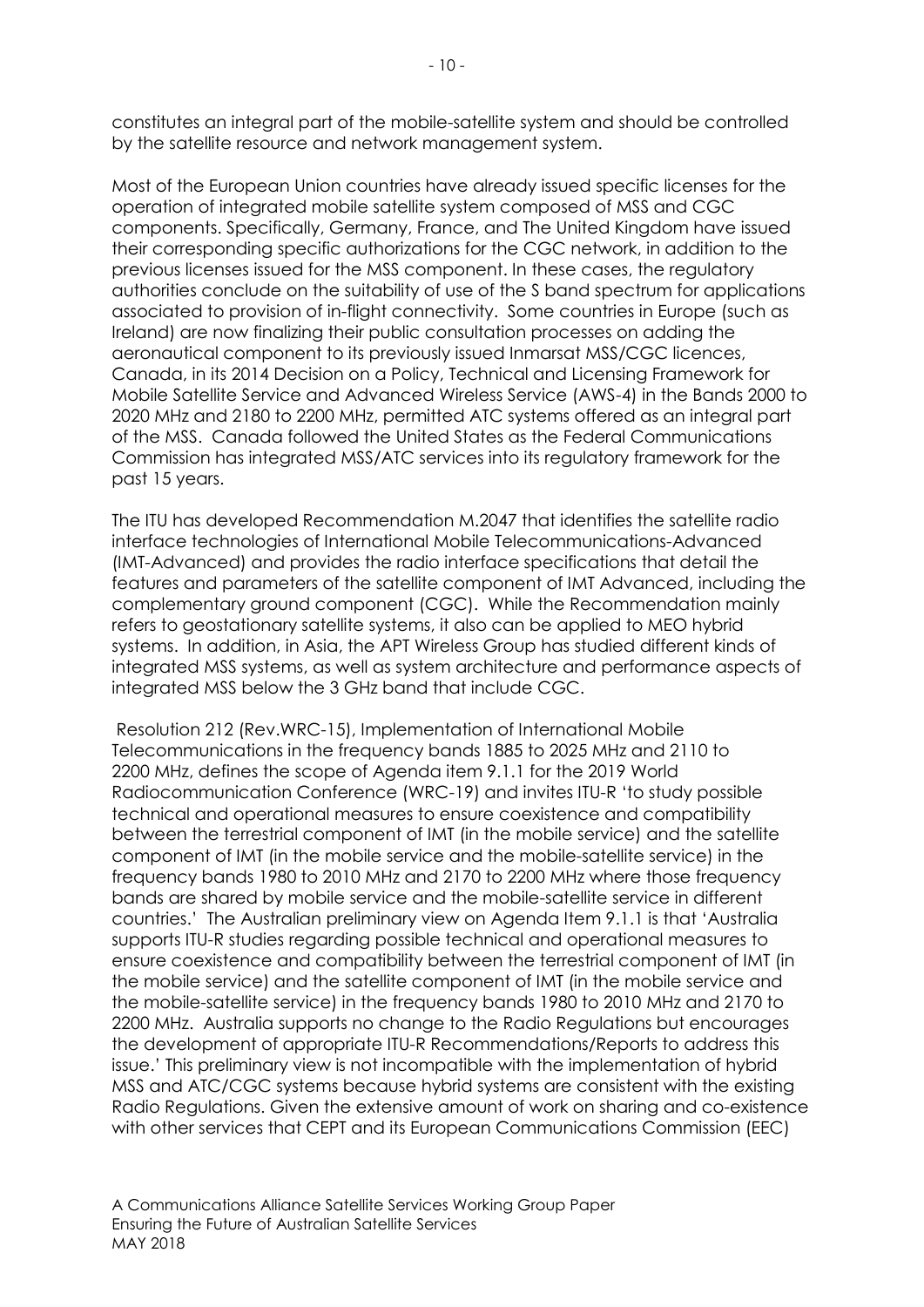constitutes an integral part of the mobile-satellite system and should be controlled by the satellite resource and network management system.

Most of the European Union countries have already issued specific licenses for the operation of integrated mobile satellite system composed of MSS and CGC components. Specifically, Germany, France, and The United Kingdom have issued their corresponding specific authorizations for the CGC network, in addition to the previous licenses issued for the MSS component. In these cases, the regulatory authorities conclude on the suitability of use of the S band spectrum for applications associated to provision of in-flight connectivity. Some countries in Europe (such as Ireland) are now finalizing their public consultation processes on adding the aeronautical component to its previously issued Inmarsat MSS/CGC licences, Canada, in its 2014 Decision on a Policy, Technical and Licensing Framework for Mobile Satellite Service and Advanced Wireless Service (AWS-4) in the Bands 2000 to 2020 MHz and 2180 to 2200 MHz, permitted ATC systems offered as an integral part of the MSS. Canada followed the United States as the Federal Communications Commission has integrated MSS/ATC services into its regulatory framework for the past 15 years.

The ITU has developed Recommendation M.2047 that identifies the satellite radio interface technologies of International Mobile Telecommunications-Advanced (IMT-Advanced) and provides the radio interface specifications that detail the features and parameters of the satellite component of IMT Advanced, including the complementary ground component (CGC). While the Recommendation mainly refers to geostationary satellite systems, it also can be applied to MEO hybrid systems. In addition, in Asia, the APT Wireless Group has studied different kinds of integrated MSS systems, as well as system architecture and performance aspects of integrated MSS below the 3 GHz band that include CGC.

Resolution 212 (Rev.WRC-15), Implementation of International Mobile Telecommunications in the frequency bands 1885 to 2025 MHz and 2110 to 2200 MHz, defines the scope of Agenda item 9.1.1 for the 2019 World Radiocommunication Conference (WRC-19) and invites ITU-R 'to study possible technical and operational measures to ensure coexistence and compatibility between the terrestrial component of IMT (in the mobile service) and the satellite component of IMT (in the mobile service and the mobile-satellite service) in the frequency bands 1980 to 2010 MHz and 2170 to 2200 MHz where those frequency bands are shared by mobile service and the mobile-satellite service in different countries.' The Australian preliminary view on Agenda Item 9.1.1 is that 'Australia supports ITU-R studies regarding possible technical and operational measures to ensure coexistence and compatibility between the terrestrial component of IMT (in the mobile service) and the satellite component of IMT (in the mobile service and the mobile-satellite service) in the frequency bands 1980 to 2010 MHz and 2170 to 2200 MHz. Australia supports no change to the Radio Regulations but encourages the development of appropriate ITU-R Recommendations/Reports to address this issue.' This preliminary view is not incompatible with the implementation of hybrid MSS and ATC/CGC systems because hybrid systems are consistent with the existing Radio Regulations. Given the extensive amount of work on sharing and co-existence with other services that CEPT and its European Communications Commission (EEC)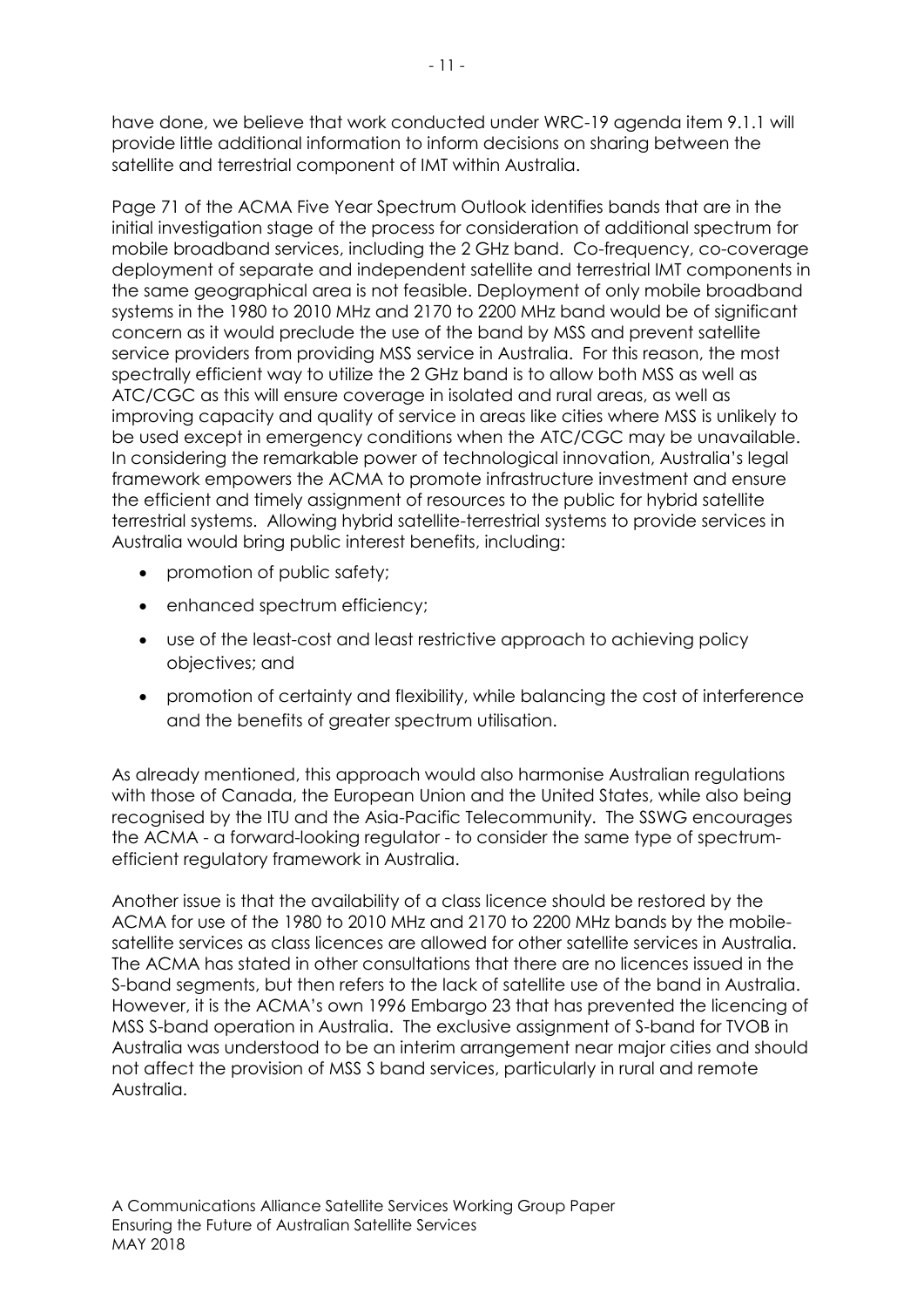have done, we believe that work conducted under WRC-19 agenda item 9.1.1 will provide little additional information to inform decisions on sharing between the satellite and terrestrial component of IMT within Australia.

Page 71 of the ACMA Five Year Spectrum Outlook identifies bands that are in the initial investigation stage of the process for consideration of additional spectrum for mobile broadband services, including the 2 GHz band. Co-frequency, co-coverage deployment of separate and independent satellite and terrestrial IMT components in the same geographical area is not feasible. Deployment of only mobile broadband systems in the 1980 to 2010 MHz and 2170 to 2200 MHz band would be of significant concern as it would preclude the use of the band by MSS and prevent satellite service providers from providing MSS service in Australia. For this reason, the most spectrally efficient way to utilize the 2 GHz band is to allow both MSS as well as ATC/CGC as this will ensure coverage in isolated and rural areas, as well as improving capacity and quality of service in areas like cities where MSS is unlikely to be used except in emergency conditions when the ATC/CGC may be unavailable. In considering the remarkable power of technological innovation, Australia's legal framework empowers the ACMA to promote infrastructure investment and ensure the efficient and timely assignment of resources to the public for hybrid satellite terrestrial systems. Allowing hybrid satellite-terrestrial systems to provide services in Australia would bring public interest benefits, including:

- promotion of public safety;
- enhanced spectrum efficiency;
- use of the least-cost and least restrictive approach to achieving policy objectives; and
- promotion of certainty and flexibility, while balancing the cost of interference and the benefits of greater spectrum utilisation.

As already mentioned, this approach would also harmonise Australian regulations with those of Canada, the European Union and the United States, while also being recognised by the ITU and the Asia-Pacific Telecommunity. The SSWG encourages the ACMA - a forward-looking regulator - to consider the same type of spectrum-efficient regulatory framework in Australia.

Another issue is that the availability of a class licence should be restored by the ACMA for use of the 1980 to 2010 MHz and 2170 to 2200 MHz bands by the mobile-satellite services as class licences are allowed for other satellite services in Australia. The ACMA has stated in other consultations that there are no licences issued in the S-band segments, but then refers to the lack of satellite use of the band in Australia. However, it is the ACMA's own 1996 Embargo 23 that has prevented the licencing of MSS S-band operation in Australia. The exclusive assignment of S-band for TVOB in Australia was understood to be an interim arrangement near major cities and should not affect the provision of MSS S band services, particularly in rural and remote Australia.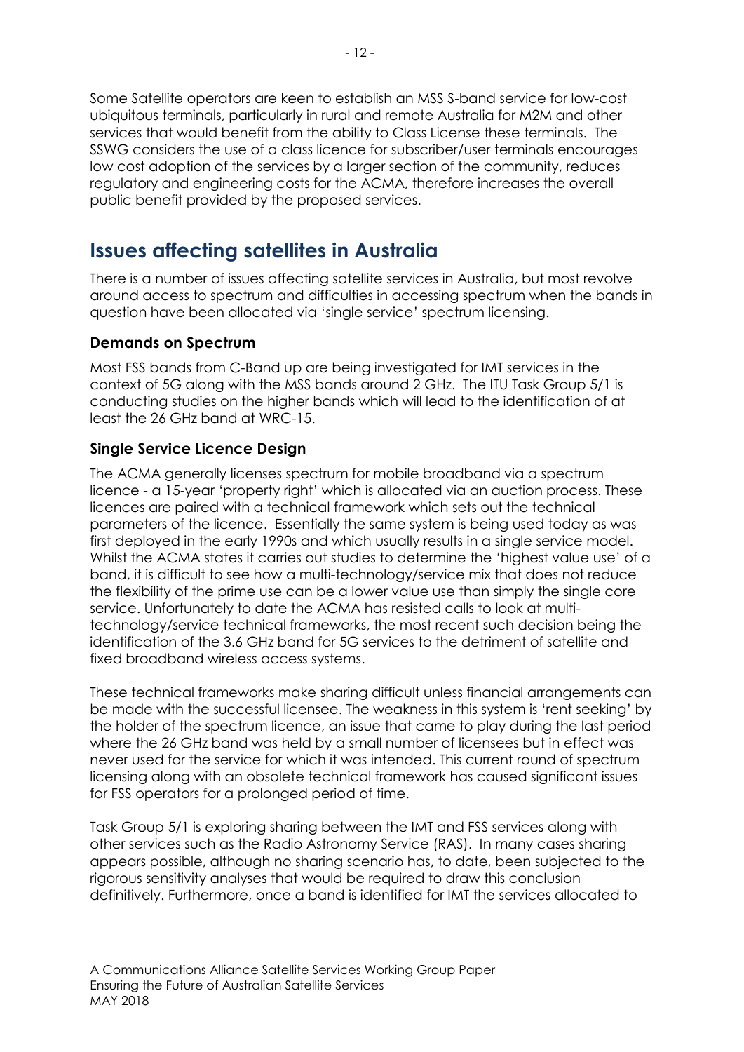Some Satellite operators are keen to establish an MSS S-band service for low-cost ubiquitous terminals, particularly in rural and remote Australia for M2M and other services that would benefit from the ability to Class License these terminals. The SSWG considers the use of a class licence for subscriber/user terminals encourages low cost adoption of the services by a larger section of the community, reduces regulatory and engineering costs for the ACMA, therefore increases the overall public benefit provided by the proposed services.

# Issues affecting satellites in Australia

There is a number of issues affecting satellite services in Australia, but most revolve around access to spectrum and difficulties in accessing spectrum when the bands in question have been allocated via 'single service' spectrum licensing.

### Demands on Spectrum

Most FSS bands from C-Band up are being investigated for IMT services in the context of 5G along with the MSS bands around 2 GHz. The ITU Task Group 5/1 is conducting studies on the higher bands which will lead to the identification of at least the 26 GHz band at WRC-15.

### Single Service Licence Design

The ACMA generally licenses spectrum for mobile broadband via a spectrum licence - a 15-year 'property right' which is allocated via an auction process. These licences are paired with a technical framework which sets out the technical parameters of the licence. Essentially the same system is being used today as was first deployed in the early 1990s and which usually results in a single service model. Whilst the ACMA states it carries out studies to determine the 'highest value use' of a band, it is difficult to see how a multi-technology/service mix that does not reduce the flexibility of the prime use can be a lower value use than simply the single core service. Unfortunately to date the ACMA has resisted calls to look at multi-technology/service technical frameworks, the most recent such decision being the identification of the 3.6 GHz band for 5G services to the detriment of satellite and fixed broadband wireless access systems.

These technical frameworks make sharing difficult unless financial arrangements can be made with the successful licensee. The weakness in this system is 'rent seeking' by the holder of the spectrum licence, an issue that came to play during the last period where the 26 GHz band was held by a small number of licensees but in effect was never used for the service for which it was intended. This current round of spectrum licensing along with an obsolete technical framework has caused significant issues for FSS operators for a prolonged period of time.

Task Group 5/1 is exploring sharing between the IMT and FSS services along with other services such as the Radio Astronomy Service (RAS). In many cases sharing appears possible, although no sharing scenario has, to date, been subjected to the rigorous sensitivity analyses that would be required to draw this conclusion definitively. Furthermore, once a band is identified for IMT the services allocated to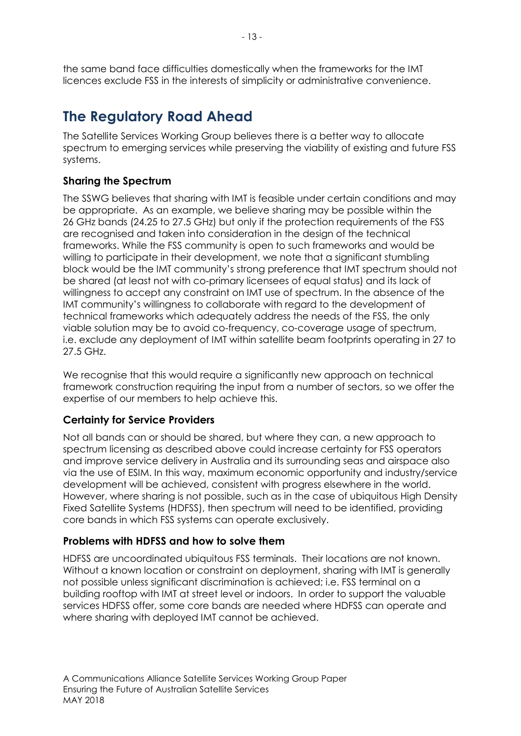the same band face difficulties domestically when the frameworks for the IMT licences exclude FSS in the interests of simplicity or administrative convenience.

# The Regulatory Road Ahead

The Satellite Services Working Group believes there is a better way to allocate spectrum to emerging services while preserving the viability of existing and future FSS systems.

### Sharing the Spectrum

The SSWG believes that sharing with IMT is feasible under certain conditions and may be appropriate. As an example, we believe sharing may be possible within the 26 GHz bands (24.25 to 27.5 GHz) but only if the protection requirements of the FSS are recognised and taken into consideration in the design of the technical frameworks. While the FSS community is open to such frameworks and would be willing to participate in their development, we note that a significant stumbling block would be the IMT community's strong preference that IMT spectrum should not be shared (at least not with co-primary licensees of equal status) and its lack of willingness to accept any constraint on IMT use of spectrum. In the absence of the IMT community's willingness to collaborate with regard to the development of technical frameworks which adequately address the needs of the FSS, the only viable solution may be to avoid co-frequency, co-coverage usage of spectrum, i.e. exclude any deployment of IMT within satellite beam footprints operating in 27 to 27.5 GHz.

We recognise that this would require a significantly new approach on technical framework construction requiring the input from a number of sectors, so we offer the expertise of our members to help achieve this.

### Certainty for Service Providers

Not all bands can or should be shared, but where they can, a new approach to spectrum licensing as described above could increase certainty for FSS operators and improve service delivery in Australia and its surrounding seas and airspace also via the use of ESIM. In this way, maximum economic opportunity and industry/service development will be achieved, consistent with progress elsewhere in the world. However, where sharing is not possible, such as in the case of ubiquitous High Density Fixed Satellite Systems (HDFSS), then spectrum will need to be identified, providing core bands in which FSS systems can operate exclusively.

### Problems with HDFSS and how to solve them

HDFSS are uncoordinated ubiquitous FSS terminals. Their locations are not known. Without a known location or constraint on deployment, sharing with IMT is generally not possible unless significant discrimination is achieved; i.e. FSS terminal on a building rooftop with IMT at street level or indoors. In order to support the valuable services HDFSS offer, some core bands are needed where HDFSS can operate and where sharing with deployed IMT cannot be achieved.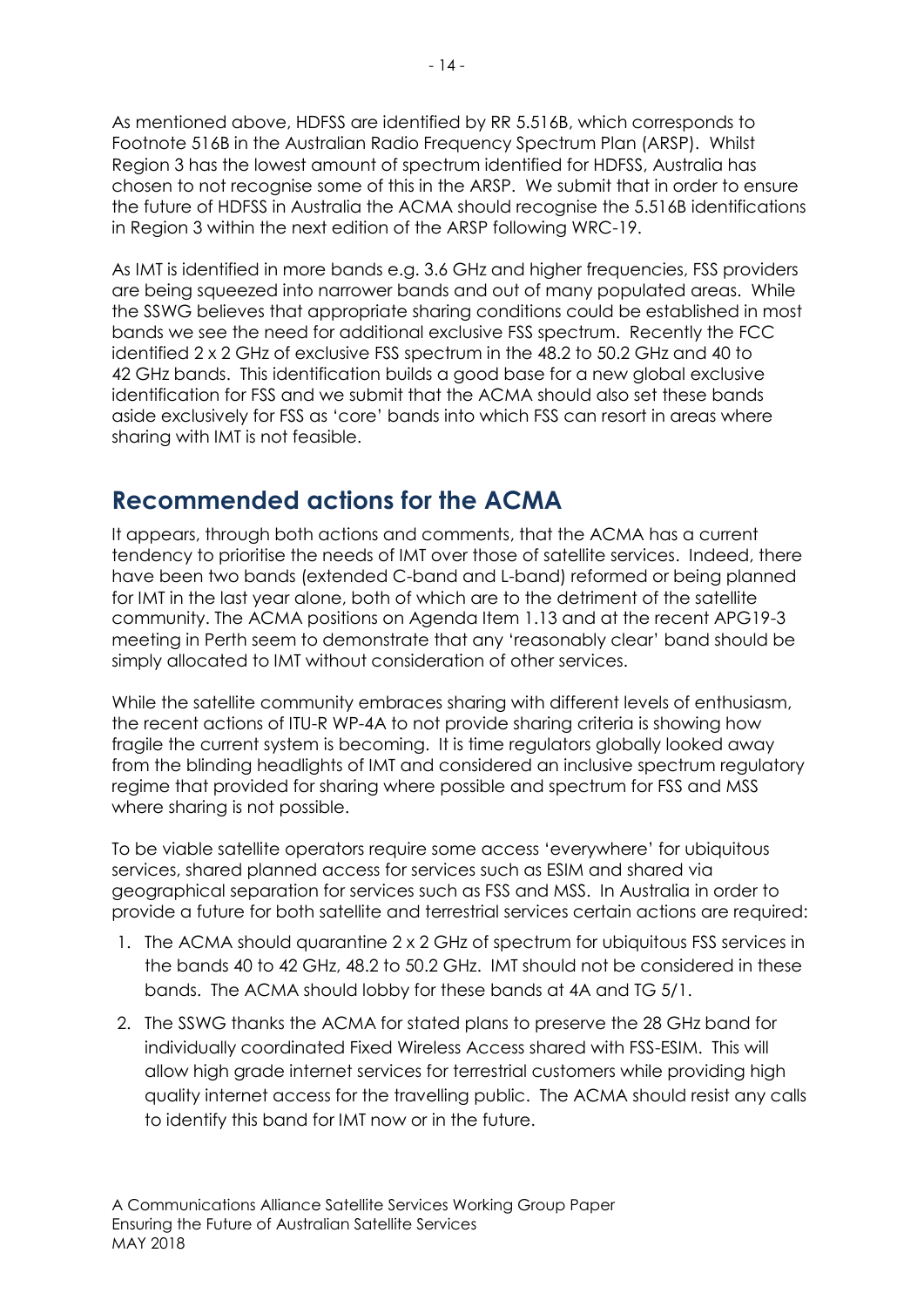As mentioned above, HDFSS are identified by RR 5.516B, which corresponds to Footnote 516B in the Australian Radio Frequency Spectrum Plan (ARSP). Whilst Region 3 has the lowest amount of spectrum identified for HDFSS, Australia has chosen to not recognise some of this in the ARSP. We submit that in order to ensure the future of HDFSS in Australia the ACMA should recognise the 5.516B identifications in Region 3 within the next edition of the ARSP following WRC-19.

As IMT is identified in more bands e.g. 3.6 GHz and higher frequencies, FSS providers are being squeezed into narrower bands and out of many populated areas. While the SSWG believes that appropriate sharing conditions could be established in most bands we see the need for additional exclusive FSS spectrum. Recently the FCC identified 2 x 2 GHz of exclusive FSS spectrum in the 48.2 to 50.2 GHz and 40 to 42 GHz bands. This identification builds a good base for a new global exclusive identification for FSS and we submit that the ACMA should also set these bands aside exclusively for FSS as 'core' bands into which FSS can resort in areas where sharing with IMT is not feasible.

## Recommended actions for the ACMA

It appears, through both actions and comments, that the ACMA has a current tendency to prioritise the needs of IMT over those of satellite services. Indeed, there have been two bands (extended C-band and L-band) reformed or being planned for IMT in the last year alone, both of which are to the detriment of the satellite community. The ACMA positions on Agenda Item 1.13 and at the recent APG19-3 meeting in Perth seem to demonstrate that any 'reasonably clear' band should be simply allocated to IMT without consideration of other services.

While the satellite community embraces sharing with different levels of enthusiasm, the recent actions of ITU-R WP-4A to not provide sharing criteria is showing how fragile the current system is becoming. It is time regulators globally looked away from the blinding headlights of IMT and considered an inclusive spectrum regulatory regime that provided for sharing where possible and spectrum for FSS and MSS where sharing is not possible.

To be viable satellite operators require some access 'everywhere' for ubiquitous services, shared planned access for services such as ESIM and shared via geographical separation for services such as FSS and MSS. In Australia in order to provide a future for both satellite and terrestrial services certain actions are required:

1. The ACMA should quarantine 2 x 2 GHz of spectrum for ubiquitous FSS services in the bands 40 to 42 GHz, 48.2 to 50.2 GHz. IMT should not be considered in these bands. The ACMA should lobby for these bands at 4A and TG 5/1.
2. The SSWG thanks the ACMA for stated plans to preserve the 28 GHz band for individually coordinated Fixed Wireless Access shared with FSS-ESIM. This will allow high grade internet services for terrestrial customers while providing high quality internet access for the travelling public. The ACMA should resist any calls to identify this band for IMT now or in the future.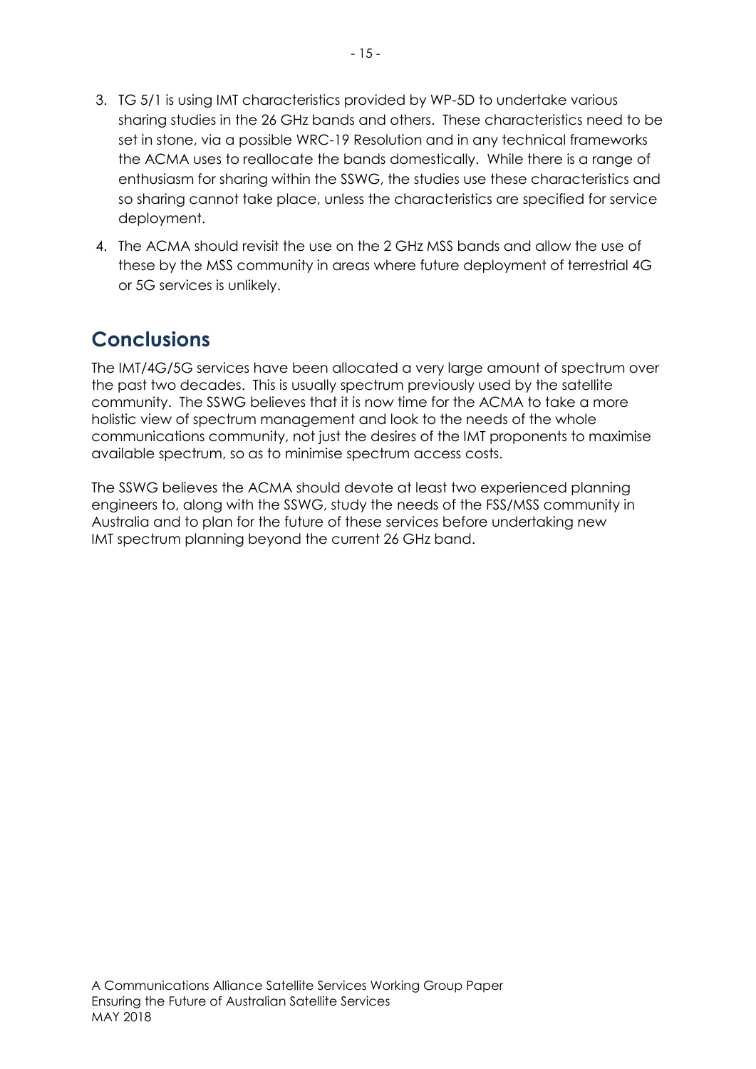3. TG 5/1 is using IMT characteristics provided by WP-5D to undertake various sharing studies in the 26 GHz bands and others. These characteristics need to be set in stone, via a possible WRC-19 Resolution and in any technical frameworks the ACMA uses to reallocate the bands domestically. While there is a range of enthusiasm for sharing within the SSWG, the studies use these characteristics and so sharing cannot take place, unless the characteristics are specified for service deployment.
4. The ACMA should revisit the use on the 2 GHz MSS bands and allow the use of these by the MSS community in areas where future deployment of terrestrial 4G or 5G services is unlikely.

## Conclusions

The IMT/4G/5G services have been allocated a very large amount of spectrum over the past two decades. This is usually spectrum previously used by the satellite community. The SSWG believes that it is now time for the ACMA to take a more holistic view of spectrum management and look to the needs of the whole communications community, not just the desires of the IMT proponents to maximise available spectrum, so as to minimise spectrum access costs.

The SSWG believes the ACMA should devote at least two experienced planning engineers to, along with the SSWG, study the needs of the FSS/MSS community in Australia and to plan for the future of these services before undertaking new IMT spectrum planning beyond the current 26 GHz band.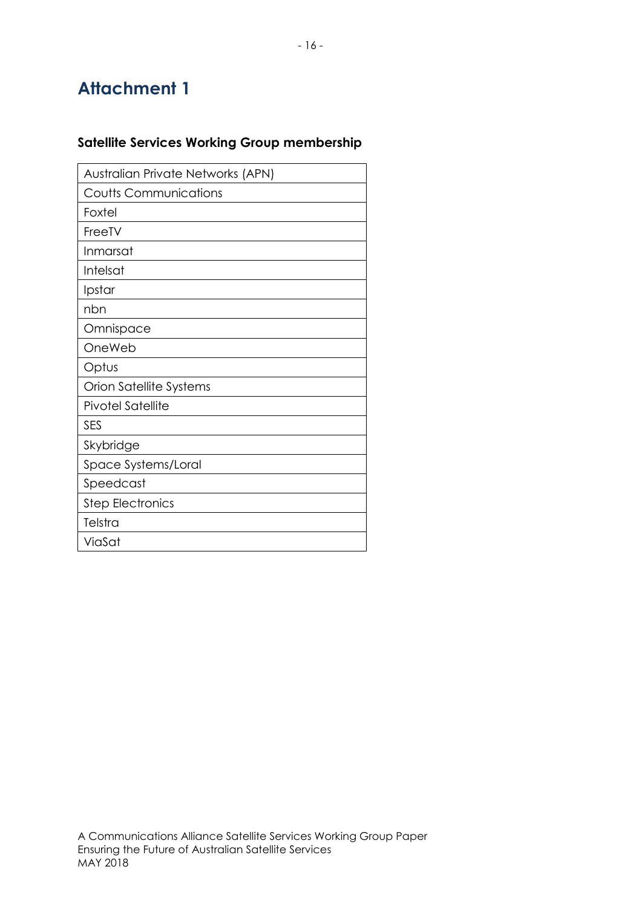# Attachment 1

### Satellite Services Working Group membership

| Australian Private Networks (APN) |
| --- |
| Coutts Communications |
| Foxtel |
| FreeTV |
| Inmarsat |
| Intelsat |
| Ipstar |
| nbn |
| Omnispace |
| OneWeb |
| Optus |
| Orion Satellite Systems |
| Pivotel Satellite |
| SES |
| Skybridge |
| Space Systems/Loral |
| Speedcast |
| Step Electronics |
| Telstra |
| ViaSat |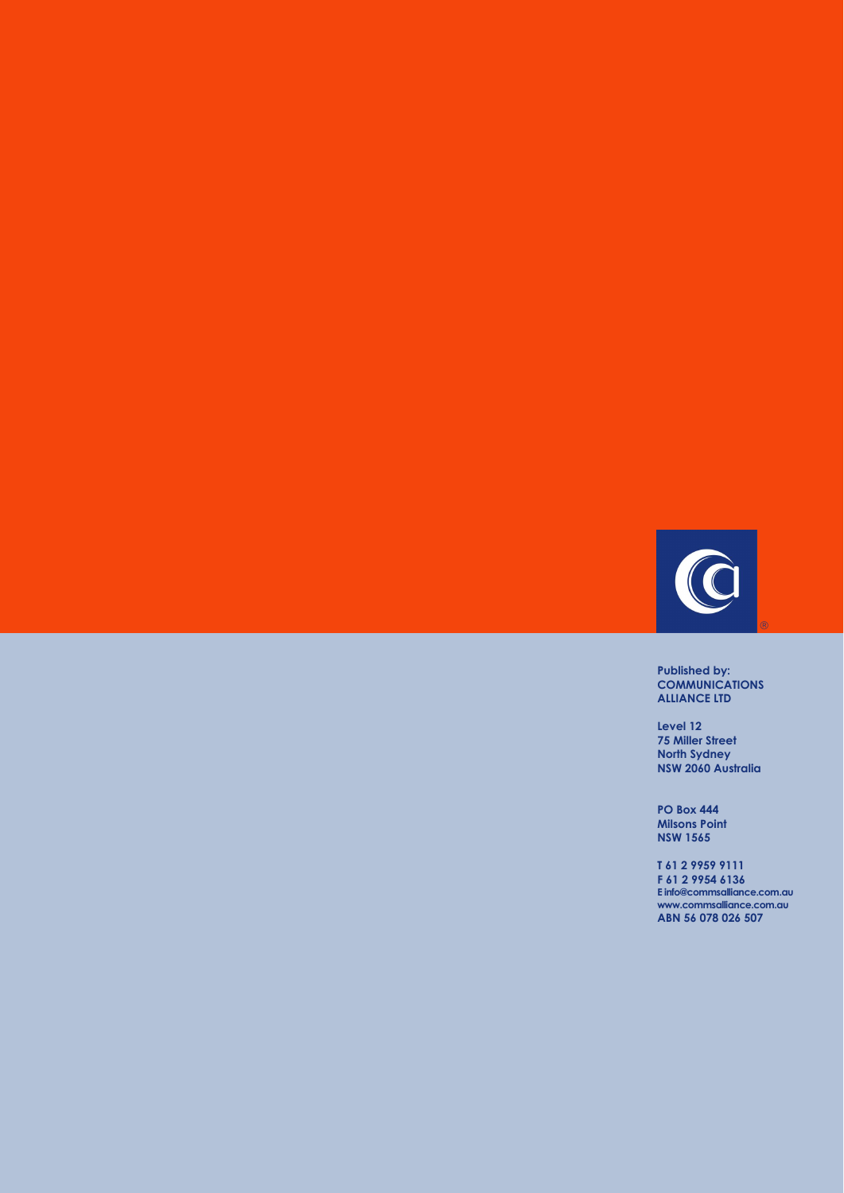**Published by:**
**COMMUNICATIONS ALLIANCE LTD**

**Level 12**
**75 Miller Street**
**North Sydney**
**NSW 2060 Australia**

**PO Box 444**
**Milsons Point**
**NSW 1565**

**T 61 2 9959 9111**
**F 61 2 9954 6136**
**E info@commsalliance.com.au**
**www.commsalliance.com.au**
**ABN 56 078 026 507**